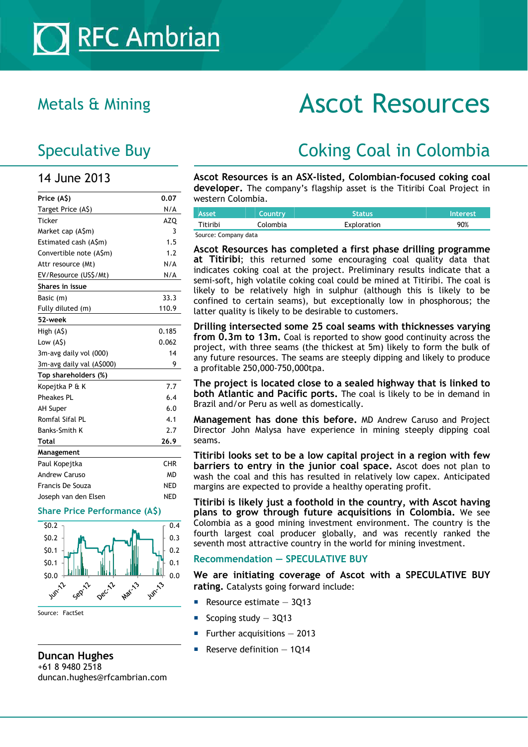# Ascot Resources

## Metals & Mining

## Speculative Buy

## Coking Coal in Colombia

14 June 2013

| Price (A$) | 0.07 |
|---|---|
| Target Price (A$) | N/A |
| Ticker | AZQ |
| Market cap (A$m) | 3 |
| Estimated cash (A$m) | 1.5 |
| Convertible note (A$m) | 1.2 |
| Attr resource (Mt) | N/A |
| EV/Resource (US$/Mt) | N/A |
| **Shares in issue** | |
| Basic (m) | 33.3 |
| Fully diluted (m) | 110.9 |
| **52-week** | |
| High (A$) | 0.185 |
| Low (A$) | 0.062 |
| 3m-avg daily vol (000) | 14 |
| 3m-avg daily val (A$000) | 9 |
| **Top shareholders (%)** | |
| Kopejtka P & K | 7.7 |
| Pheakes PL | 6.4 |
| AH Super | 6.0 |
| Romfal Sifal PL | 4.1 |
| Banks-Smith K | 2.7 |
| **Total** | **26.9** |
| **Management** | |
| Paul Kopejtka | CHR |
| Andrew Caruso | MD |
| Francis De Souza | NED |
| Joseph van den Elsen | NED |

### Share Price Performance (A$)

Source: FactSet

**Duncan Hughes**
+61 8 9480 2518
duncan.hughes@rfcambrian.com

**Ascot Resources is an ASX-listed, Colombian-focused coking coal developer.** The company's flagship asset is the Titiribi Coal Project in western Colombia.

| Asset | Country | Status | Interest |
|---|---|---|---|
| Titiribi | Colombia | Exploration | 90% |

Source: Company data

**Ascot Resources has completed a first phase drilling programme at Titiribi**; this returned some encouraging coal quality data that indicates coking coal at the project. Preliminary results indicate that a semi-soft, high volatile coking coal could be mined at Titiribi. The coal is likely to be relatively high in sulphur (although this is likely to be confined to certain seams), but exceptionally low in phosphorous; the latter quality is likely to be desirable to customers.

**Drilling intersected some 25 coal seams with thicknesses varying from 0.3m to 13m.** Coal is reported to show good continuity across the project, with three seams (the thickest at 5m) likely to form the bulk of any future resources. The seams are steeply dipping and likely to produce a profitable 250,000-750,000tpa.

**The project is located close to a sealed highway that is linked to both Atlantic and Pacific ports.** The coal is likely to be in demand in Brazil and/or Peru as well as domestically.

**Management has done this before.** MD Andrew Caruso and Project Director John Malysa have experience in mining steeply dipping coal seams.

**Titiribi looks set to be a low capital project in a region with few barriers to entry in the junior coal space.** Ascot does not plan to wash the coal and this has resulted in relatively low capex. Anticipated margins are expected to provide a healthy operating profit.

**Titiribi is likely just a foothold in the country, with Ascot having plans to grow through future acquisitions in Colombia.** We see Colombia as a good mining investment environment. The country is the fourth largest coal producer globally, and was recently ranked the seventh most attractive country in the world for mining investment.

### Recommendation – SPECULATIVE BUY

**We are initiating coverage of Ascot with a SPECULATIVE BUY rating.** Catalysts going forward include:

- Resource estimate – 3Q13
- Scoping study – 3Q13
- Further acquisitions – 2013
- Reserve definition – 1Q14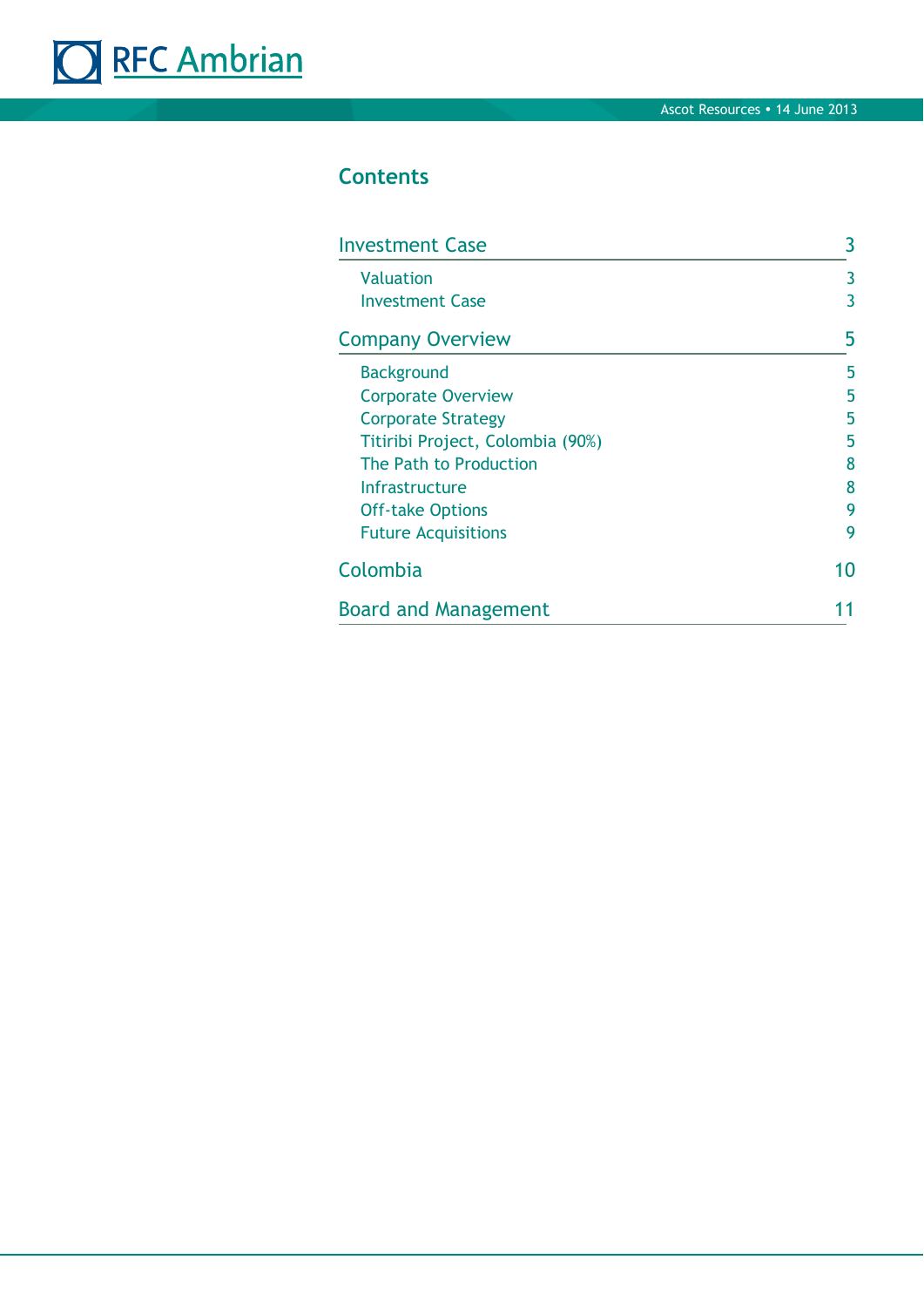## Contents

| | |
|---|---|
| **Investment Case** | **3** |
| Valuation | 3 |
| Investment Case | 3 |
| **Company Overview** | **5** |
| Background | 5 |
| Corporate Overview | 5 |
| Corporate Strategy | 5 |
| Titiribi Project, Colombia (90%) | 5 |
| The Path to Production | 8 |
| Infrastructure | 8 |
| Off-take Options | 9 |
| Future Acquisitions | 9 |
| **Colombia** | **10** |
| **Board and Management** | **11** |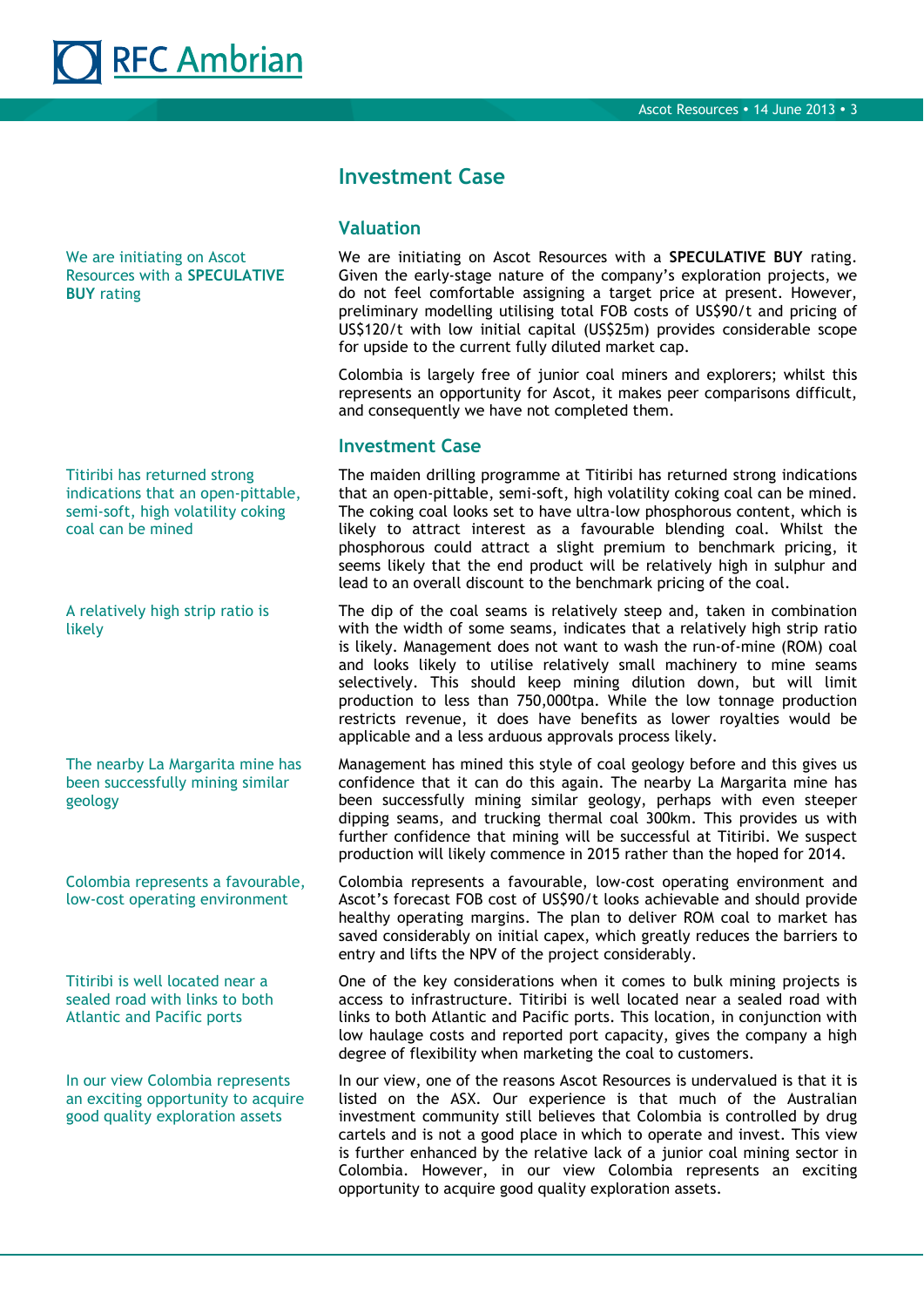## Investment Case

### Valuation

We are initiating on Ascot Resources with a **SPECULATIVE BUY** rating

We are initiating on Ascot Resources with a **SPECULATIVE BUY** rating. Given the early-stage nature of the company's exploration projects, we do not feel comfortable assigning a target price at present. However, preliminary modelling utilising total FOB costs of US$90/t and pricing of US$120/t with low initial capital (US$25m) provides considerable scope for upside to the current fully diluted market cap.

Colombia is largely free of junior coal miners and explorers; whilst this represents an opportunity for Ascot, it makes peer comparisons difficult, and consequently we have not completed them.

### Investment Case

Titiribi has returned strong indications that an open-pittable, semi-soft, high volatility coking coal can be mined

The maiden drilling programme at Titiribi has returned strong indications that an open-pittable, semi-soft, high volatility coking coal can be mined. The coking coal looks set to have ultra-low phosphorous content, which is likely to attract interest as a favourable blending coal. Whilst the phosphorous could attract a slight premium to benchmark pricing, it seems likely that the end product will be relatively high in sulphur and lead to an overall discount to the benchmark pricing of the coal.

A relatively high strip ratio is likely

The dip of the coal seams is relatively steep and, taken in combination with the width of some seams, indicates that a relatively high strip ratio is likely. Management does not want to wash the run-of-mine (ROM) coal and looks likely to utilise relatively small machinery to mine seams selectively. This should keep mining dilution down, but will limit production to less than 750,000tpa. While the low tonnage production restricts revenue, it does have benefits as lower royalties would be applicable and a less arduous approvals process likely.

The nearby La Margarita mine has been successfully mining similar geology

Management has mined this style of coal geology before and this gives us confidence that it can do this again. The nearby La Margarita mine has been successfully mining similar geology, perhaps with even steeper dipping seams, and trucking thermal coal 300km. This provides us with further confidence that mining will be successful at Titiribi. We suspect production will likely commence in 2015 rather than the hoped for 2014.

Colombia represents a favourable, low-cost operating environment

Colombia represents a favourable, low-cost operating environment and Ascot's forecast FOB cost of US$90/t looks achievable and should provide healthy operating margins. The plan to deliver ROM coal to market has saved considerably on initial capex, which greatly reduces the barriers to entry and lifts the NPV of the project considerably.

Titiribi is well located near a sealed road with links to both Atlantic and Pacific ports

One of the key considerations when it comes to bulk mining projects is access to infrastructure. Titiribi is well located near a sealed road with links to both Atlantic and Pacific ports. This location, in conjunction with low haulage costs and reported port capacity, gives the company a high degree of flexibility when marketing the coal to customers.

In our view Colombia represents an exciting opportunity to acquire good quality exploration assets

In our view, one of the reasons Ascot Resources is undervalued is that it is listed on the ASX. Our experience is that much of the Australian investment community still believes that Colombia is controlled by drug cartels and is not a good place in which to operate and invest. This view is further enhanced by the relative lack of a junior coal mining sector in Colombia. However, in our view Colombia represents an exciting opportunity to acquire good quality exploration assets.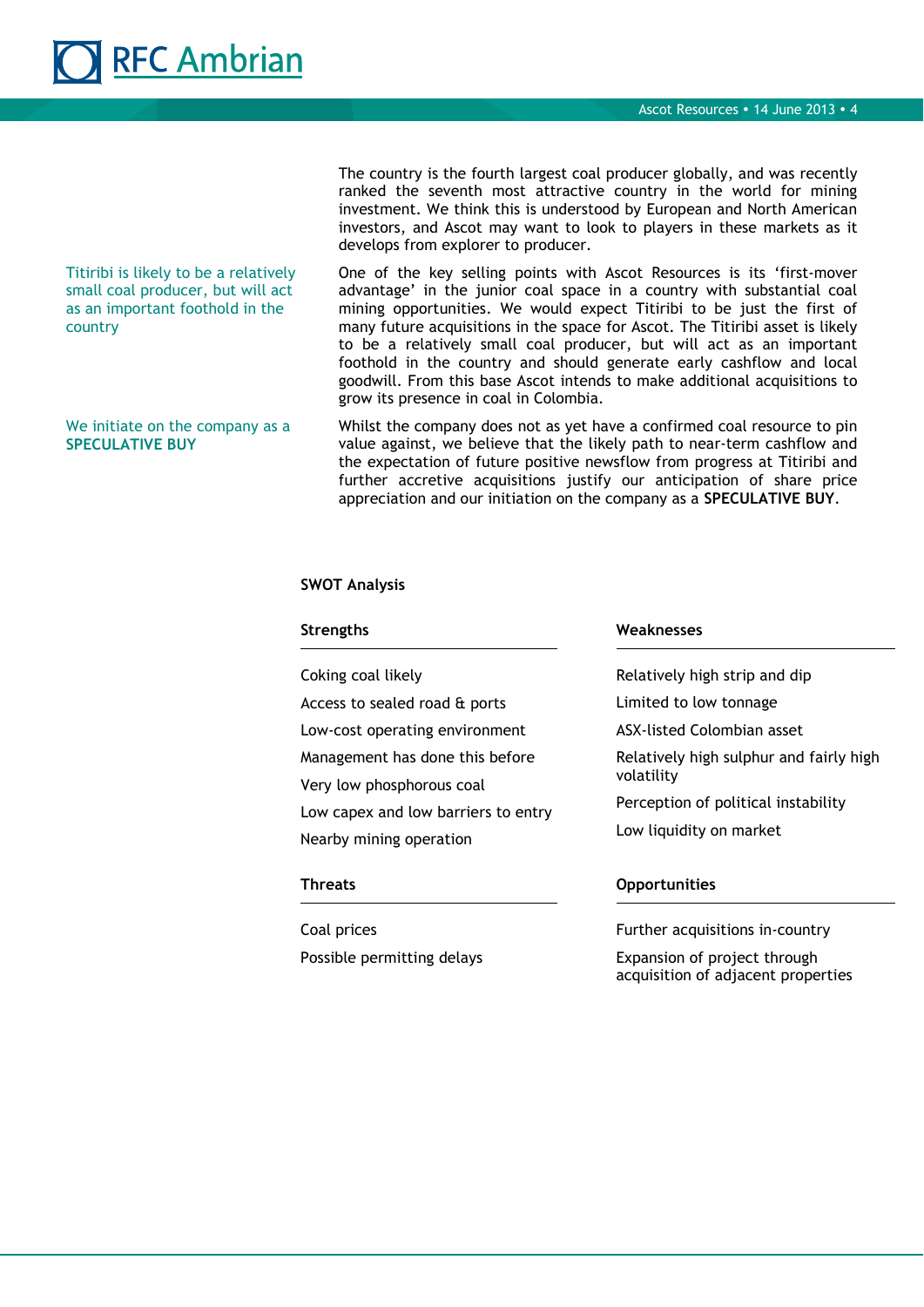The country is the fourth largest coal producer globally, and was recently ranked the seventh most attractive country in the world for mining investment. We think this is understood by European and North American investors, and Ascot may want to look to players in these markets as it develops from explorer to producer.

*Titiribi is likely to be a relatively small coal producer, but will act as an important foothold in the country*

One of the key selling points with Ascot Resources is its 'first-mover advantage' in the junior coal space in a country with substantial coal mining opportunities. We would expect Titiribi to be just the first of many future acquisitions in the space for Ascot. The Titiribi asset is likely to be a relatively small coal producer, but will act as an important foothold in the country and should generate early cashflow and local goodwill. From this base Ascot intends to make additional acquisitions to grow its presence in coal in Colombia.

*We initiate on the company as a* **SPECULATIVE BUY**

Whilst the company does not as yet have a confirmed coal resource to pin value against, we believe that the likely path to near-term cashflow and the expectation of future positive newsflow from progress at Titiribi and further accretive acquisitions justify our anticipation of share price appreciation and our initiation on the company as a **SPECULATIVE BUY**.

## SWOT Analysis

### Strengths

- Coking coal likely
- Access to sealed road & ports
- Low-cost operating environment
- Management has done this before
- Very low phosphorous coal
- Low capex and low barriers to entry
- Nearby mining operation

### Weaknesses

- Relatively high strip and dip
- Limited to low tonnage
- ASX-listed Colombian asset
- Relatively high sulphur and fairly high volatility
- Perception of political instability
- Low liquidity on market

### Threats

- Coal prices
- Possible permitting delays

### Opportunities

- Further acquisitions in-country
- Expansion of project through acquisition of adjacent properties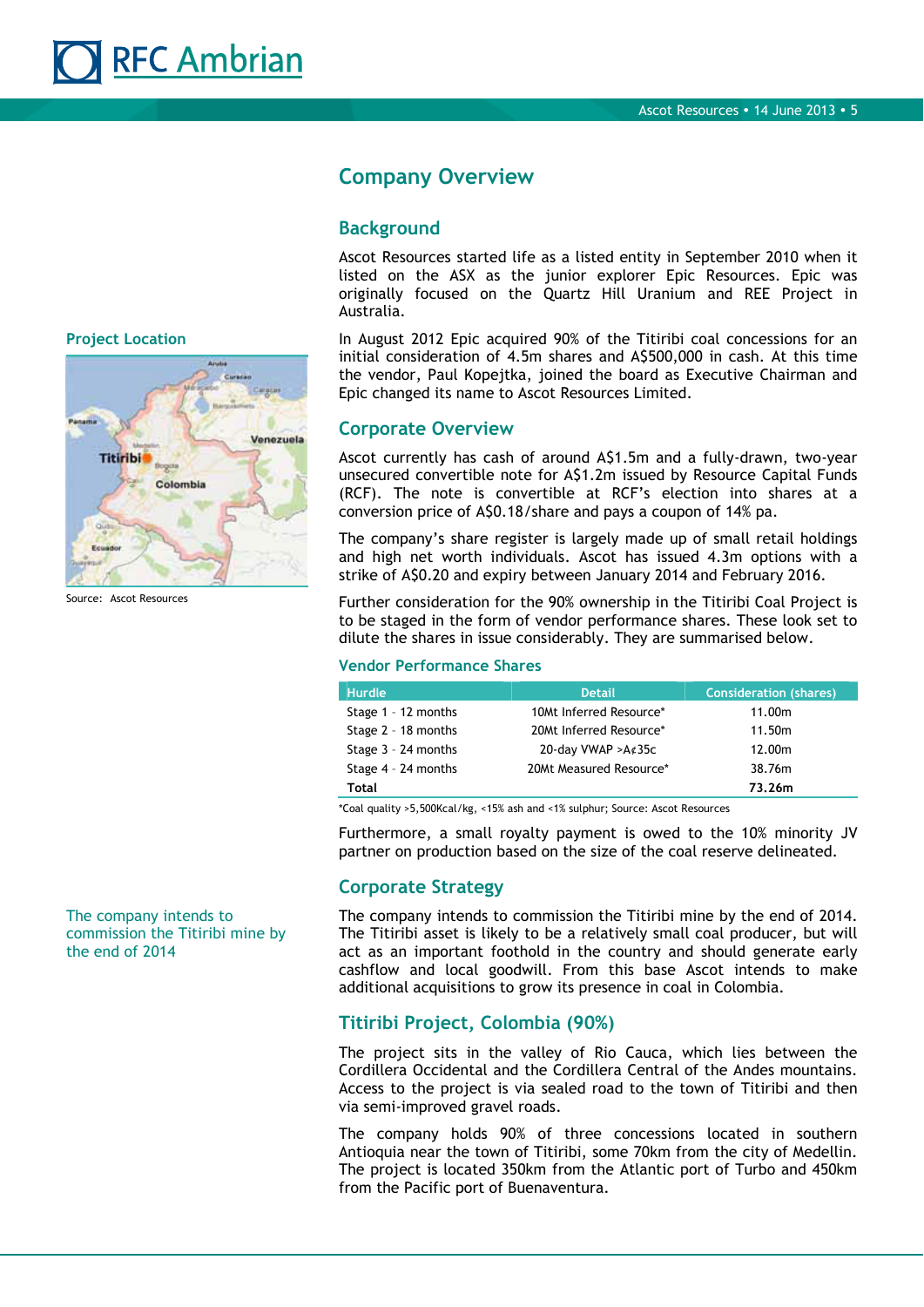# Company Overview

## Background

Ascot Resources started life as a listed entity in September 2010 when it listed on the ASX as the junior explorer Epic Resources. Epic was originally focused on the Quartz Hill Uranium and REE Project in Australia.

**Project Location**

Source: Ascot Resources

In August 2012 Epic acquired 90% of the Titiribi coal concessions for an initial consideration of 4.5m shares and A$500,000 in cash. At this time the vendor, Paul Kopejtka, joined the board as Executive Chairman and Epic changed its name to Ascot Resources Limited.

## Corporate Overview

Ascot currently has cash of around A$1.5m and a fully-drawn, two-year unsecured convertible note for A$1.2m issued by Resource Capital Funds (RCF). The note is convertible at RCF's election into shares at a conversion price of A$0.18/share and pays a coupon of 14% pa.

The company's share register is largely made up of small retail holdings and high net worth individuals. Ascot has issued 4.3m options with a strike of A$0.20 and expiry between January 2014 and February 2016.

Further consideration for the 90% ownership in the Titiribi Coal Project is to be staged in the form of vendor performance shares. These look set to dilute the shares in issue considerably. They are summarised below.

### Vendor Performance Shares

| Hurdle | Detail | Consideration (shares) |
|---|---|---|
| Stage 1 - 12 months | 10Mt Inferred Resource* | 11.00m |
| Stage 2 - 18 months | 20Mt Inferred Resource* | 11.50m |
| Stage 3 - 24 months | 20-day VWAP >A¢35c | 12.00m |
| Stage 4 - 24 months | 20Mt Measured Resource* | 38.76m |
| **Total** | | **73.26m** |

*Coal quality >5,500Kcal/kg, <15% ash and <1% sulphur; Source: Ascot Resources

Furthermore, a small royalty payment is owed to the 10% minority JV partner on production based on the size of the coal reserve delineated.

## Corporate Strategy

The company intends to commission the Titiribi mine by the end of 2014

The company intends to commission the Titiribi mine by the end of 2014. The Titiribi asset is likely to be a relatively small coal producer, but will act as an important foothold in the country and should generate early cashflow and local goodwill. From this base Ascot intends to make additional acquisitions to grow its presence in coal in Colombia.

## Titiribi Project, Colombia (90%)

The project sits in the valley of Rio Cauca, which lies between the Cordillera Occidental and the Cordillera Central of the Andes mountains. Access to the project is via sealed road to the town of Titiribi and then via semi-improved gravel roads.

The company holds 90% of three concessions located in southern Antioquia near the town of Titiribi, some 70km from the city of Medellin. The project is located 350km from the Atlantic port of Turbo and 450km from the Pacific port of Buenaventura.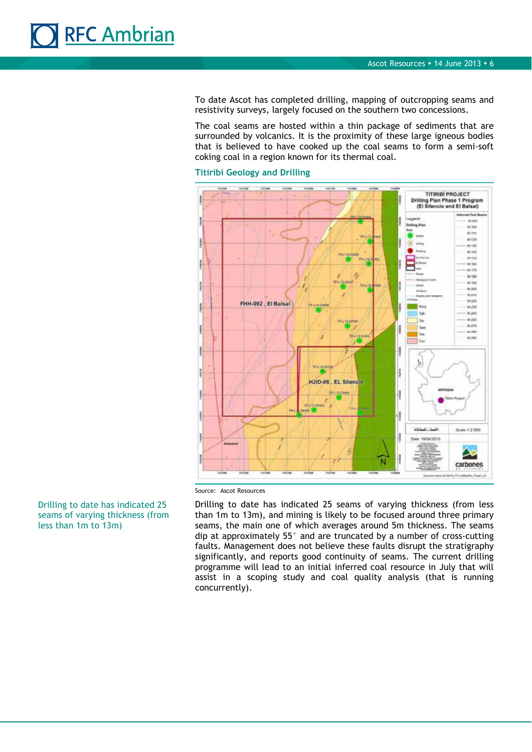To date Ascot has completed drilling, mapping of outcropping seams and resistivity surveys, largely focused on the southern two concessions.

The coal seams are hosted within a thin package of sediments that are surrounded by volcanics. It is the proximity of these large igneous bodies that is believed to have cooked up the coal seams to form a semi-soft coking coal in a region known for its thermal coal.

### Titiribi Geology and Drilling

Source: Ascot Resources

Drilling to date has indicated 25 seams of varying thickness (from less than 1m to 13m)

Drilling to date has indicated 25 seams of varying thickness (from less than 1m to 13m), and mining is likely to be focused around three primary seams, the main one of which averages around 5m thickness. The seams dip at approximately 55° and are truncated by a number of cross-cutting faults. Management does not believe these faults disrupt the stratigraphy significantly, and reports good continuity of seams. The current drilling programme will lead to an initial inferred coal resource in July that will assist in a scoping study and coal quality analysis (that is running concurrently).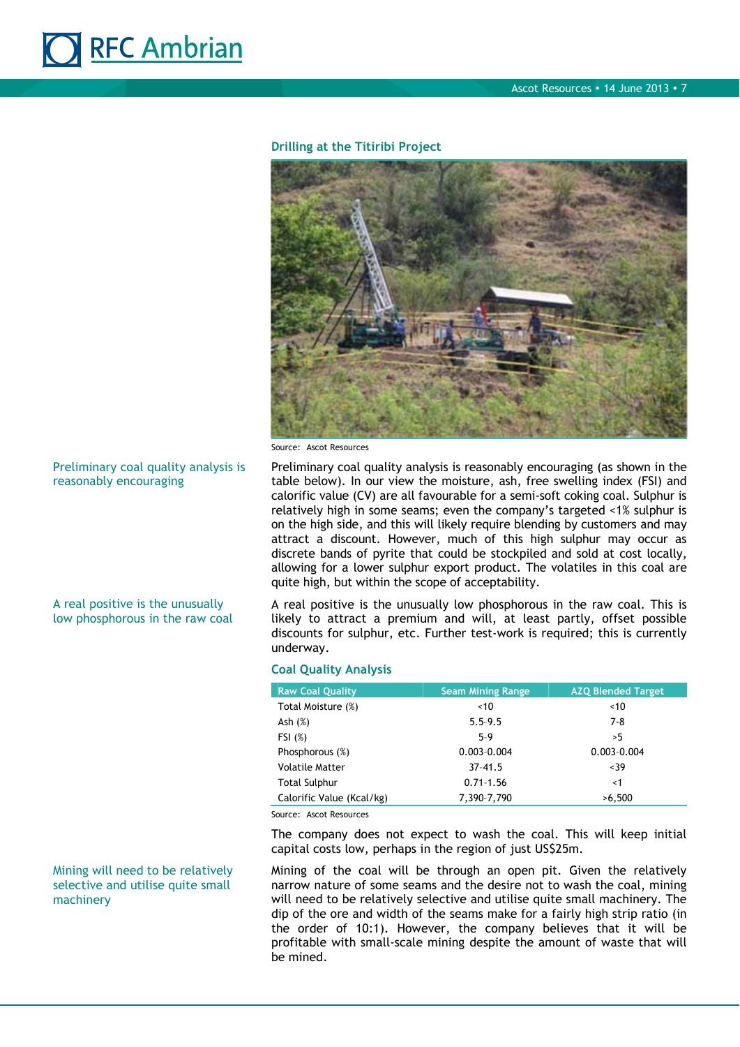### Drilling at the Titiribi Project

Source: Ascot Resources

Preliminary coal quality analysis is reasonably encouraging

Preliminary coal quality analysis is reasonably encouraging (as shown in the table below). In our view the moisture, ash, free swelling index (FSI) and calorific value (CV) are all favourable for a semi-soft coking coal. Sulphur is relatively high in some seams; even the company's targeted <1% sulphur is on the high side, and this will likely require blending by customers and may attract a discount. However, much of this high sulphur may occur as discrete bands of pyrite that could be stockpiled and sold at cost locally, allowing for a lower sulphur export product. The volatiles in this coal are quite high, but within the scope of acceptability.

A real positive is the unusually low phosphorous in the raw coal

A real positive is the unusually low phosphorous in the raw coal. This is likely to attract a premium and will, at least partly, offset possible discounts for sulphur, etc. Further test-work is required; this is currently underway.

### Coal Quality Analysis

| Raw Coal Quality | Seam Mining Range | AZQ Blended Target |
|---|---|---|
| Total Moisture (%) | <10 | <10 |
| Ash (%) | 5.5-9.5 | 7-8 |
| FSI (%) | 5-9 | >5 |
| Phosphorous (%) | 0.003-0.004 | 0.003-0.004 |
| Volatile Matter | 37-41.5 | <39 |
| Total Sulphur | 0.71-1.56 | <1 |
| Calorific Value (Kcal/kg) | 7,390-7,790 | >6,500 |

Source: Ascot Resources

The company does not expect to wash the coal. This will keep initial capital costs low, perhaps in the region of just US$25m.

Mining will need to be relatively selective and utilise quite small machinery

Mining of the coal will be through an open pit. Given the relatively narrow nature of some seams and the desire not to wash the coal, mining will need to be relatively selective and utilise quite small machinery. The dip of the ore and width of the seams make for a fairly high strip ratio (in the order of 10:1). However, the company believes that it will be profitable with small-scale mining despite the amount of waste that will be mined.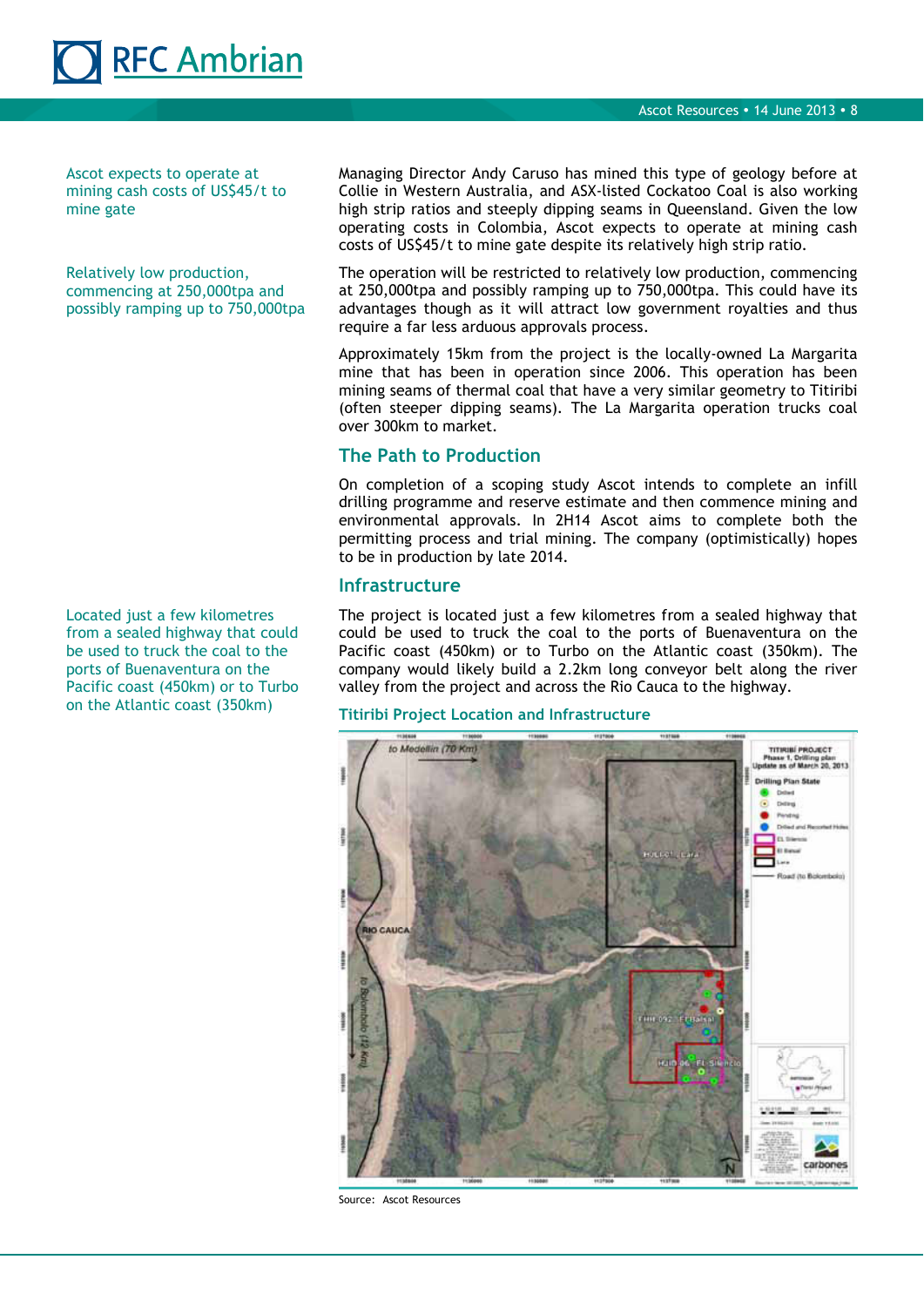Ascot expects to operate at mining cash costs of US$45/t to mine gate

Relatively low production, commencing at 250,000tpa and possibly ramping up to 750,000tpa

Managing Director Andy Caruso has mined this type of geology before at Collie in Western Australia, and ASX-listed Cockatoo Coal is also working high strip ratios and steeply dipping seams in Queensland. Given the low operating costs in Colombia, Ascot expects to operate at mining cash costs of US$45/t to mine gate despite its relatively high strip ratio.

The operation will be restricted to relatively low production, commencing at 250,000tpa and possibly ramping up to 750,000tpa. This could have its advantages though as it will attract low government royalties and thus require a far less arduous approvals process.

Approximately 15km from the project is the locally-owned La Margarita mine that has been in operation since 2006. This operation has been mining seams of thermal coal that have a very similar geometry to Titiribi (often steeper dipping seams). The La Margarita operation trucks coal over 300km to market.

## The Path to Production

On completion of a scoping study Ascot intends to complete an infill drilling programme and reserve estimate and then commence mining and environmental approvals. In 2H14 Ascot aims to complete both the permitting process and trial mining. The company (optimistically) hopes to be in production by late 2014.

## Infrastructure

Located just a few kilometres from a sealed highway that could be used to truck the coal to the ports of Buenaventura on the Pacific coast (450km) or to Turbo on the Atlantic coast (350km)

The project is located just a few kilometres from a sealed highway that could be used to truck the coal to the ports of Buenaventura on the Pacific coast (450km) or to Turbo on the Atlantic coast (350km). The company would likely build a 2.2km long conveyor belt along the river valley from the project and across the Rio Cauca to the highway.

**Titiribi Project Location and Infrastructure**

Source: Ascot Resources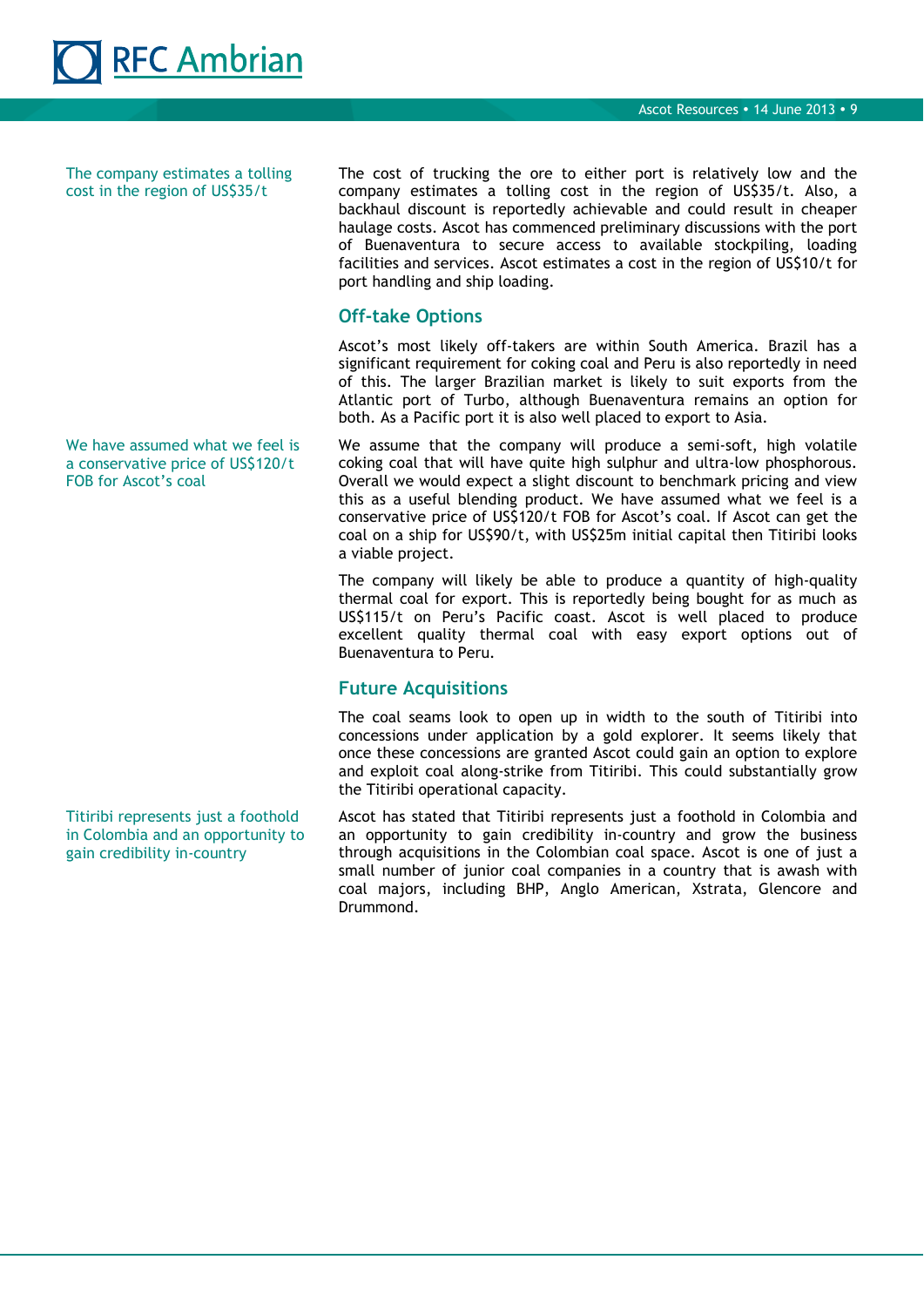The company estimates a tolling cost in the region of US$35/t

The cost of trucking the ore to either port is relatively low and the company estimates a tolling cost in the region of US$35/t. Also, a backhaul discount is reportedly achievable and could result in cheaper haulage costs. Ascot has commenced preliminary discussions with the port of Buenaventura to secure access to available stockpiling, loading facilities and services. Ascot estimates a cost in the region of US$10/t for port handling and ship loading.

## Off-take Options

Ascot's most likely off-takers are within South America. Brazil has a significant requirement for coking coal and Peru is also reportedly in need of this. The larger Brazilian market is likely to suit exports from the Atlantic port of Turbo, although Buenaventura remains an option for both. As a Pacific port it is also well placed to export to Asia.

We have assumed what we feel is a conservative price of US$120/t FOB for Ascot's coal

We assume that the company will produce a semi-soft, high volatile coking coal that will have quite high sulphur and ultra-low phosphorous. Overall we would expect a slight discount to benchmark pricing and view this as a useful blending product. We have assumed what we feel is a conservative price of US$120/t FOB for Ascot's coal. If Ascot can get the coal on a ship for US$90/t, with US$25m initial capital then Titiribi looks a viable project.

The company will likely be able to produce a quantity of high-quality thermal coal for export. This is reportedly being bought for as much as US$115/t on Peru's Pacific coast. Ascot is well placed to produce excellent quality thermal coal with easy export options out of Buenaventura to Peru.

## Future Acquisitions

The coal seams look to open up in width to the south of Titiribi into concessions under application by a gold explorer. It seems likely that once these concessions are granted Ascot could gain an option to explore and exploit coal along-strike from Titiribi. This could substantially grow the Titiribi operational capacity.

Titiribi represents just a foothold in Colombia and an opportunity to gain credibility in-country

Ascot has stated that Titiribi represents just a foothold in Colombia and an opportunity to gain credibility in-country and grow the business through acquisitions in the Colombian coal space. Ascot is one of just a small number of junior coal companies in a country that is awash with coal majors, including BHP, Anglo American, Xstrata, Glencore and Drummond.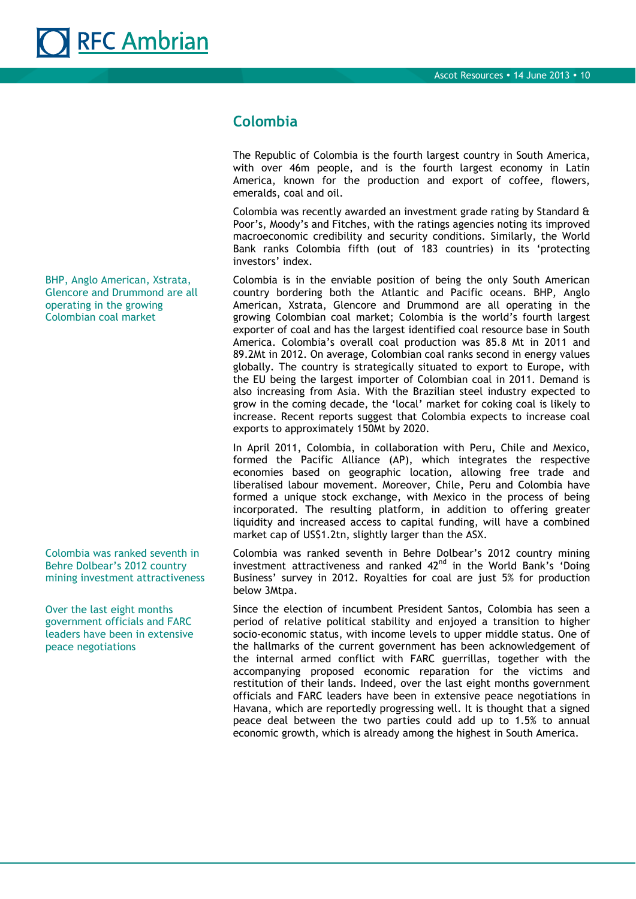## Colombia

The Republic of Colombia is the fourth largest country in South America, with over 46m people, and is the fourth largest economy in Latin America, known for the production and export of coffee, flowers, emeralds, coal and oil.

Colombia was recently awarded an investment grade rating by Standard & Poor's, Moody's and Fitches, with the ratings agencies noting its improved macroeconomic credibility and security conditions. Similarly, the World Bank ranks Colombia fifth (out of 183 countries) in its 'protecting investors' index.

BHP, Anglo American, Xstrata, Glencore and Drummond are all operating in the growing Colombian coal market

Colombia is in the enviable position of being the only South American country bordering both the Atlantic and Pacific oceans. BHP, Anglo American, Xstrata, Glencore and Drummond are all operating in the growing Colombian coal market; Colombia is the world's fourth largest exporter of coal and has the largest identified coal resource base in South America. Colombia's overall coal production was 85.8 Mt in 2011 and 89.2Mt in 2012. On average, Colombian coal ranks second in energy values globally. The country is strategically situated to export to Europe, with the EU being the largest importer of Colombian coal in 2011. Demand is also increasing from Asia. With the Brazilian steel industry expected to grow in the coming decade, the 'local' market for coking coal is likely to increase. Recent reports suggest that Colombia expects to increase coal exports to approximately 150Mt by 2020.

In April 2011, Colombia, in collaboration with Peru, Chile and Mexico, formed the Pacific Alliance (AP), which integrates the respective economies based on geographic location, allowing free trade and liberalised labour movement. Moreover, Chile, Peru and Colombia have formed a unique stock exchange, with Mexico in the process of being incorporated. The resulting platform, in addition to offering greater liquidity and increased access to capital funding, will have a combined market cap of US$1.2tn, slightly larger than the ASX.

Colombia was ranked seventh in Behre Dolbear's 2012 country mining investment attractiveness

Colombia was ranked seventh in Behre Dolbear's 2012 country mining investment attractiveness and ranked 42nd in the World Bank's 'Doing Business' survey in 2012. Royalties for coal are just 5% for production below 3Mtpa.

Over the last eight months government officials and FARC leaders have been in extensive peace negotiations

Since the election of incumbent President Santos, Colombia has seen a period of relative political stability and enjoyed a transition to higher socio-economic status, with income levels to upper middle status. One of the hallmarks of the current government has been acknowledgement of the internal armed conflict with FARC guerrillas, together with the accompanying proposed economic reparation for the victims and restitution of their lands. Indeed, over the last eight months government officials and FARC leaders have been in extensive peace negotiations in Havana, which are reportedly progressing well. It is thought that a signed peace deal between the two parties could add up to 1.5% to annual economic growth, which is already among the highest in South America.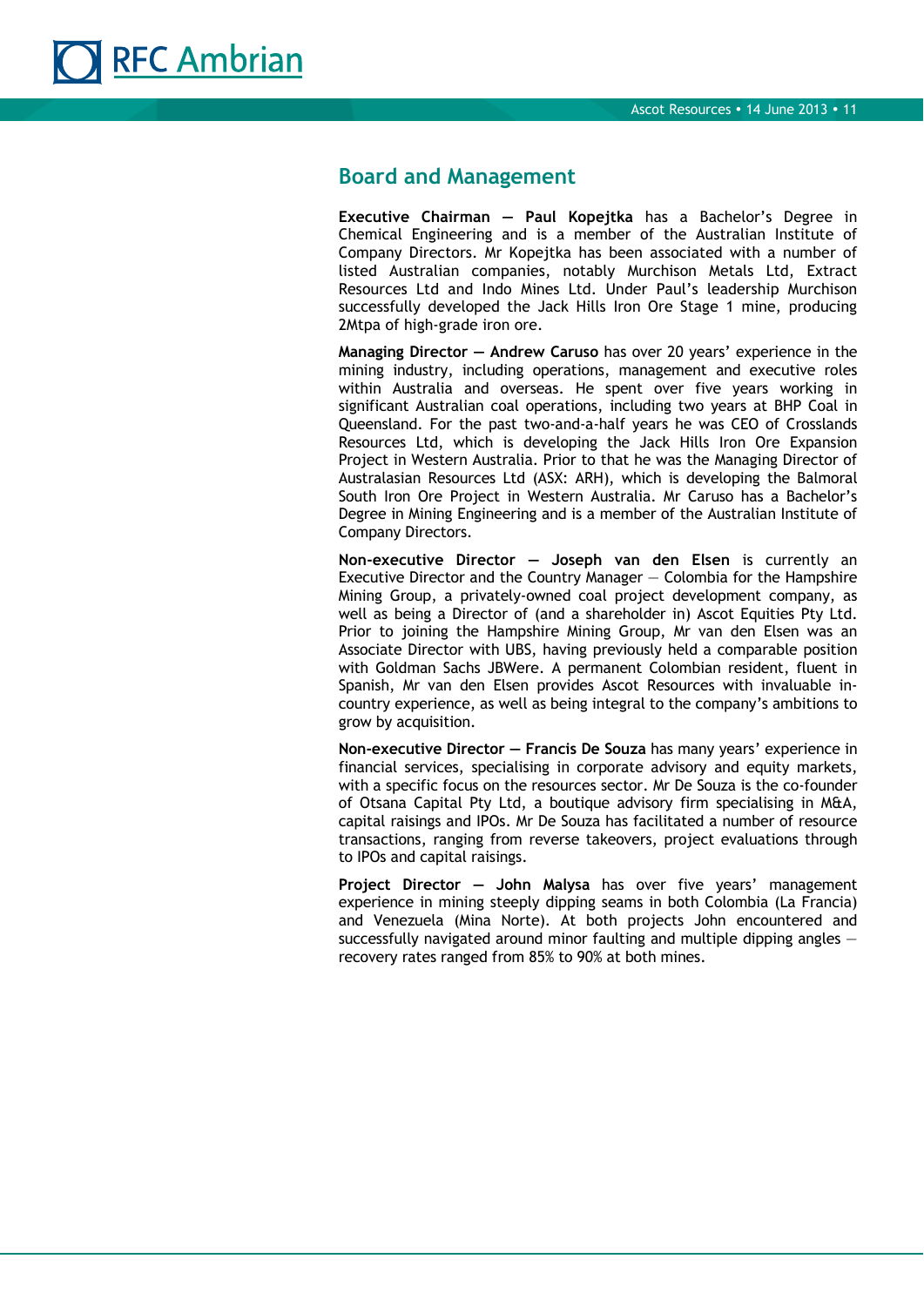## Board and Management

**Executive Chairman — Paul Kopejtka** has a Bachelor's Degree in Chemical Engineering and is a member of the Australian Institute of Company Directors. Mr Kopejtka has been associated with a number of listed Australian companies, notably Murchison Metals Ltd, Extract Resources Ltd and Indo Mines Ltd. Under Paul's leadership Murchison successfully developed the Jack Hills Iron Ore Stage 1 mine, producing 2Mtpa of high-grade iron ore.

**Managing Director — Andrew Caruso** has over 20 years' experience in the mining industry, including operations, management and executive roles within Australia and overseas. He spent over five years working in significant Australian coal operations, including two years at BHP Coal in Queensland. For the past two-and-a-half years he was CEO of Crosslands Resources Ltd, which is developing the Jack Hills Iron Ore Expansion Project in Western Australia. Prior to that he was the Managing Director of Australasian Resources Ltd (ASX: ARH), which is developing the Balmoral South Iron Ore Project in Western Australia. Mr Caruso has a Bachelor's Degree in Mining Engineering and is a member of the Australian Institute of Company Directors.

**Non-executive Director — Joseph van den Elsen** is currently an Executive Director and the Country Manager — Colombia for the Hampshire Mining Group, a privately-owned coal project development company, as well as being a Director of (and a shareholder in) Ascot Equities Pty Ltd. Prior to joining the Hampshire Mining Group, Mr van den Elsen was an Associate Director with UBS, having previously held a comparable position with Goldman Sachs JBWere. A permanent Colombian resident, fluent in Spanish, Mr van den Elsen provides Ascot Resources with invaluable in-country experience, as well as being integral to the company's ambitions to grow by acquisition.

**Non-executive Director — Francis De Souza** has many years' experience in financial services, specialising in corporate advisory and equity markets, with a specific focus on the resources sector. Mr De Souza is the co-founder of Otsana Capital Pty Ltd, a boutique advisory firm specialising in M&A, capital raisings and IPOs. Mr De Souza has facilitated a number of resource transactions, ranging from reverse takeovers, project evaluations through to IPOs and capital raisings.

**Project Director — John Malysa** has over five years' management experience in mining steeply dipping seams in both Colombia (La Francia) and Venezuela (Mina Norte). At both projects John encountered and successfully navigated around minor faulting and multiple dipping angles — recovery rates ranged from 85% to 90% at both mines.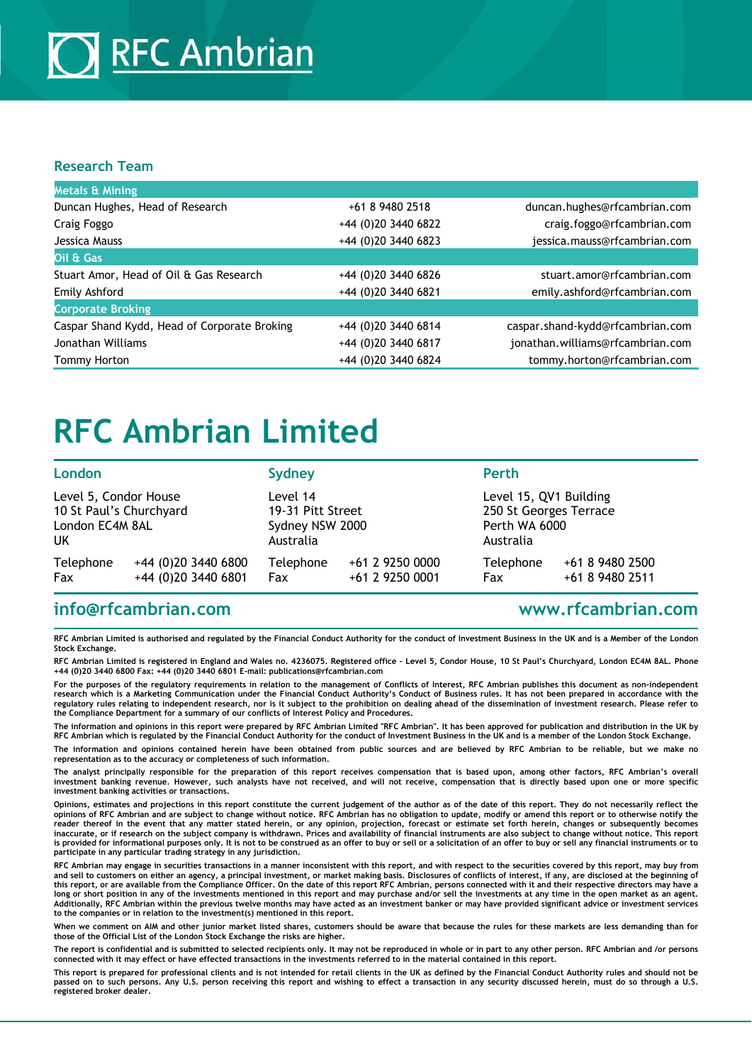RFC Ambrian

## Research Team

| | | |
|---|---|---|
| **Metals & Mining** | | |
| Duncan Hughes, Head of Research | +61 8 9480 2518 | duncan.hughes@rfcambrian.com |
| Craig Foggo | +44 (0)20 3440 6822 | craig.foggo@rfcambrian.com |
| Jessica Mauss | +44 (0)20 3440 6823 | jessica.mauss@rfcambrian.com |
| **Oil & Gas** | | |
| Stuart Amor, Head of Oil & Gas Research | +44 (0)20 3440 6826 | stuart.amor@rfcambrian.com |
| Emily Ashford | +44 (0)20 3440 6821 | emily.ashford@rfcambrian.com |
| **Corporate Broking** | | |
| Caspar Shand Kydd, Head of Corporate Broking | +44 (0)20 3440 6814 | caspar.shand-kydd@rfcambrian.com |
| Jonathan Williams | +44 (0)20 3440 6817 | jonathan.williams@rfcambrian.com |
| Tommy Horton | +44 (0)20 3440 6824 | tommy.horton@rfcambrian.com |

# RFC Ambrian Limited

### London

Level 5, Condor House
10 St Paul's Churchyard
London EC4M 8AL
UK

Telephone +44 (0)20 3440 6800
Fax +44 (0)20 3440 6801

### Sydney

Level 14
19-31 Pitt Street
Sydney NSW 2000
Australia

Telephone +61 2 9250 0000
Fax +61 2 9250 0001

### Perth

Level 15, QV1 Building
250 St Georges Terrace
Perth WA 6000
Australia

Telephone +61 8 9480 2500
Fax +61 8 9480 2511

**info@rfcambrian.com** **www.rfcambrian.com**

RFC Ambrian Limited is authorised and regulated by the Financial Conduct Authority for the conduct of Investment Business in the UK and is a Member of the London Stock Exchange.

RFC Ambrian Limited is registered in England and Wales no. 4236075. Registered office - Level 5, Condor House, 10 St Paul's Churchyard, London EC4M 8AL. Phone +44 (0)20 3440 6800 Fax: +44 (0)20 3440 6801 E-mail: publications@rfcambrian.com

For the purposes of the regulatory requirements in relation to the management of Conflicts of Interest, RFC Ambrian publishes this document as non-independent research which is a Marketing Communication under the Financial Conduct Authority's Conduct of Business rules. It has not been prepared in accordance with the regulatory rules relating to independent research, nor is it subject to the prohibition on dealing ahead of the dissemination of investment research. Please refer to the Compliance Department for a summary of our conflicts of Interest Policy and Procedures.

The information and opinions in this report were prepared by RFC Ambrian Limited "RFC Ambrian". It has been approved for publication and distribution in the UK by RFC Ambrian which is regulated by the Financial Conduct Authority for the conduct of Investment Business in the UK and is a member of the London Stock Exchange.

The information and opinions contained herein have been obtained from public sources and are believed by RFC Ambrian to be reliable, but we make no representation as to the accuracy or completeness of such information.

The analyst principally responsible for the preparation of this report receives compensation that is based upon, among other factors, RFC Ambrian's overall investment banking revenue. However, such analysts have not received, and will not receive, compensation that is directly based upon one or more specific investment banking activities or transactions.

Opinions, estimates and projections in this report constitute the current judgement of the author as of the date of this report. They do not necessarily reflect the opinions of RFC Ambrian and are subject to change without notice. RFC Ambrian has no obligation to update, modify or amend this report or to otherwise notify the reader thereof in the event that any matter stated herein, or any opinion, projection, forecast or estimate set forth herein, changes or subsequently becomes inaccurate, or if research on the subject company is withdrawn. Prices and availability of financial instruments are also subject to change without notice. This report is provided for informational purposes only. It is not to be construed as an offer to buy or sell or a solicitation of an offer to buy or sell any financial instruments or to participate in any particular trading strategy in any jurisdiction.

RFC Ambrian may engage in securities transactions in a manner inconsistent with this report, and with respect to the securities covered by this report, may buy from and sell to customers on either an agency, a principal investment, or market making basis. Disclosures of conflicts of interest, if any, are disclosed at the beginning of this report, or are available from the Compliance Officer. On the date of this report RFC Ambrian, persons connected with it and their respective directors may have a long or short position in any of the investments mentioned in this report and may purchase and/or sell the investments at any time in the open market as an agent. Additionally, RFC Ambrian within the previous twelve months may have acted as an investment banker or may have provided significant advice or investment services to the companies or in relation to the investment(s) mentioned in this report.

When we comment on AIM and other junior market listed shares, customers should be aware that because the rules for these markets are less demanding than for those of the Official List of the London Stock Exchange the risks are higher.

The report is confidential and is submitted to selected recipients only. It may not be reproduced in whole or in part to any other person. RFC Ambrian and /or persons connected with it may effect or have effected transactions in the investments referred to in the material contained in this report.

This report is prepared for professional clients and is not intended for retail clients in the UK as defined by the Financial Conduct Authority rules and should not be passed on to such persons. Any U.S. person receiving this report and wishing to effect a transaction in any security discussed herein, must do so through a U.S. registered broker dealer.